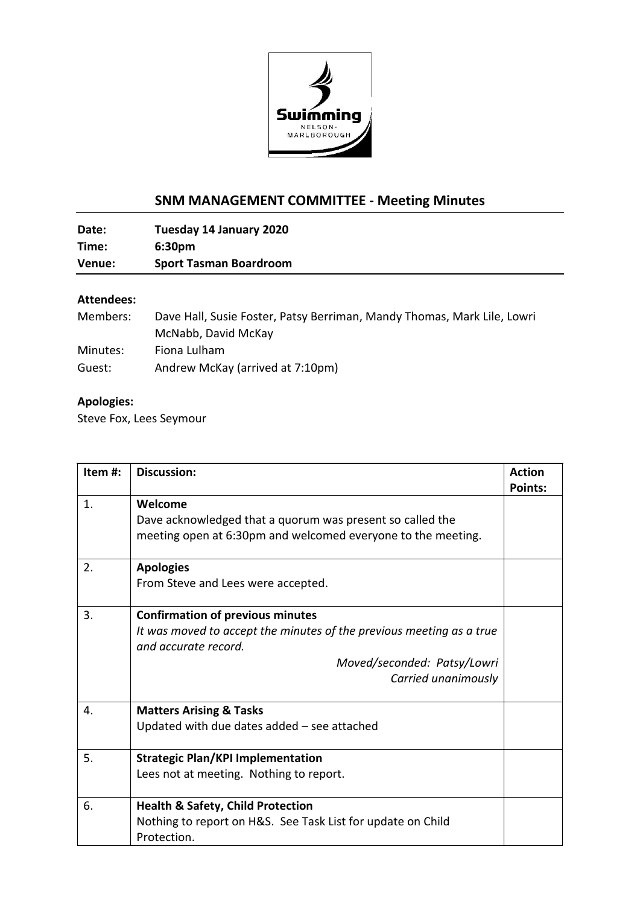## SNM MANAGEMENT COMMITTEE - Meeting Minutes

| | |
|---|---|
| **Date:** | **Tuesday 14 January 2020** |
| **Time:** | **6:30pm** |
| **Venue:** | **Sport Tasman Boardroom** |

**Attendees:**

Members: Dave Hall, Susie Foster, Patsy Berriman, Mandy Thomas, Mark Lile, Lowri McNabb, David McKay

Minutes: Fiona Lulham

Guest: Andrew McKay (arrived at 7:10pm)

**Apologies:**

Steve Fox, Lees Seymour

| Item #: | Discussion: | Action Points: |
|---|---|---|
| 1. | **Welcome**<br>Dave acknowledged that a quorum was present so called the meeting open at 6:30pm and welcomed everyone to the meeting. | |
| 2. | **Apologies**<br>From Steve and Lees were accepted. | |
| 3. | **Confirmation of previous minutes**<br>*It was moved to accept the minutes of the previous meeting as a true and accurate record.*<br>*Moved/seconded: Patsy/Lowri*<br>*Carried unanimously* | |
| 4. | **Matters Arising & Tasks**<br>Updated with due dates added – see attached | |
| 5. | **Strategic Plan/KPI Implementation**<br>Lees not at meeting. Nothing to report. | |
| 6. | **Health & Safety, Child Protection**<br>Nothing to report on H&S. See Task List for update on Child Protection. | |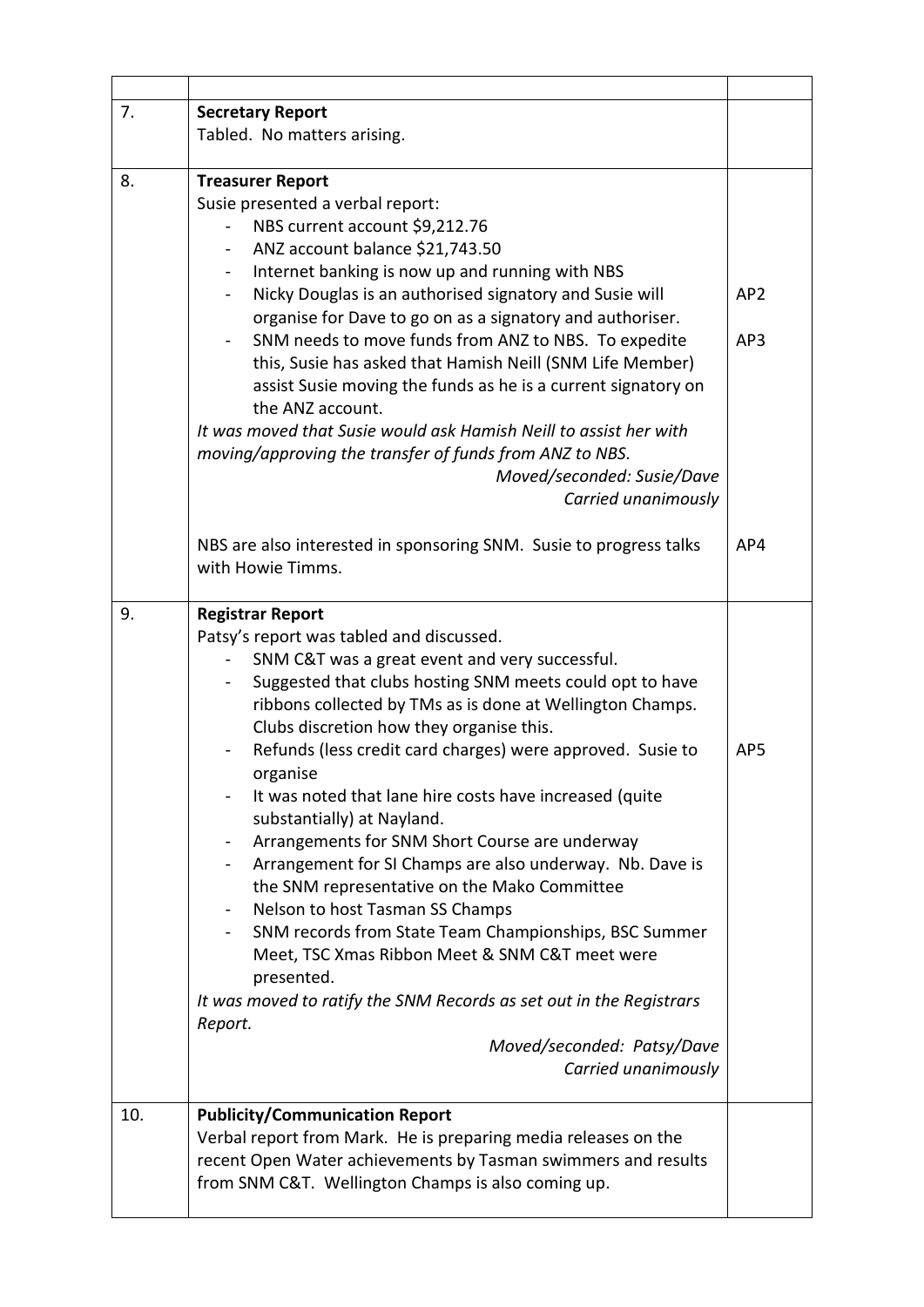| | | |
|---|---|---|
| 7. | **Secretary Report**<br>Tabled. No matters arising. | |
| 8. | **Treasurer Report**<br>Susie presented a verbal report:<br>- NBS current account $9,212.76<br>- ANZ account balance $21,743.50<br>- Internet banking is now up and running with NBS<br>- Nicky Douglas is an authorised signatory and Susie will organise for Dave to go on as a signatory and authoriser.<br>- SNM needs to move funds from ANZ to NBS. To expedite this, Susie has asked that Hamish Neill (SNM Life Member) assist Susie moving the funds as he is a current signatory on the ANZ account.<br>*It was moved that Susie would ask Hamish Neill to assist her with moving/approving the transfer of funds from ANZ to NBS.*<br>*Moved/seconded: Susie/Dave*<br>*Carried unanimously*<br><br>NBS are also interested in sponsoring SNM. Susie to progress talks with Howie Timms. | AP2<br><br>AP3<br><br><br><br>AP4 |
| 9. | **Registrar Report**<br>Patsy's report was tabled and discussed.<br>- SNM C&T was a great event and very successful.<br>- Suggested that clubs hosting SNM meets could opt to have ribbons collected by TMs as is done at Wellington Champs. Clubs discretion how they organise this.<br>- Refunds (less credit card charges) were approved. Susie to organise<br>- It was noted that lane hire costs have increased (quite substantially) at Nayland.<br>- Arrangements for SNM Short Course are underway<br>- Arrangement for SI Champs are also underway. Nb. Dave is the SNM representative on the Mako Committee<br>- Nelson to host Tasman SS Champs<br>- SNM records from State Team Championships, BSC Summer Meet, TSC Xmas Ribbon Meet & SNM C&T meet were presented.<br>*It was moved to ratify the SNM Records as set out in the Registrars Report.*<br>*Moved/seconded: Patsy/Dave*<br>*Carried unanimously* | <br><br><br><br>AP5 |
| 10. | **Publicity/Communication Report**<br>Verbal report from Mark. He is preparing media releases on the recent Open Water achievements by Tasman swimmers and results from SNM C&T. Wellington Champs is also coming up. | |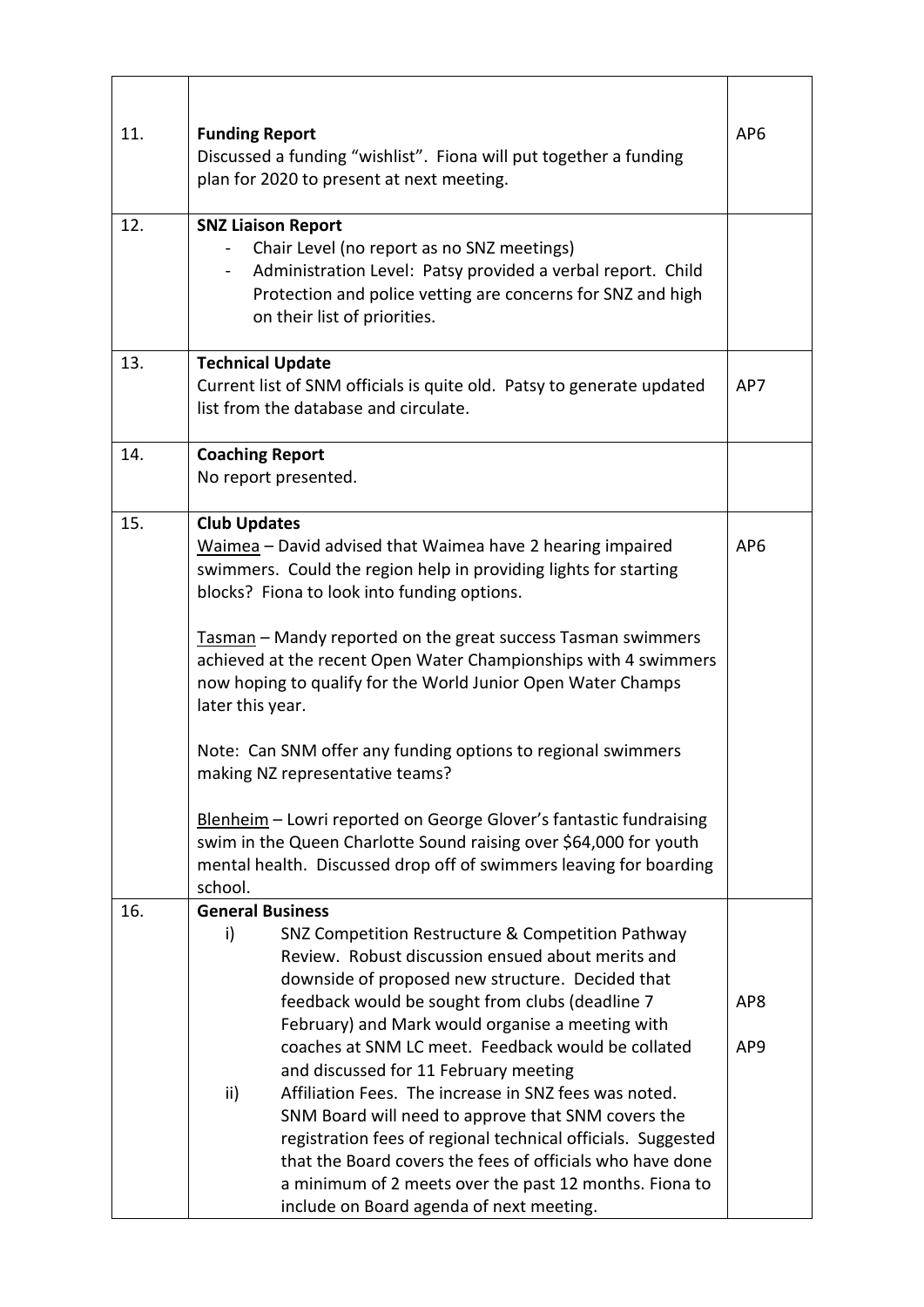| | | |
|---|---|---|
| 11. | **Funding Report**<br>Discussed a funding "wishlist". Fiona will put together a funding plan for 2020 to present at next meeting. | AP6 |
| 12. | **SNZ Liaison Report**<br>- Chair Level (no report as no SNZ meetings)<br>- Administration Level: Patsy provided a verbal report. Child Protection and police vetting are concerns for SNZ and high on their list of priorities. | |
| 13. | **Technical Update**<br>Current list of SNM officials is quite old. Patsy to generate updated list from the database and circulate. | AP7 |
| 14. | **Coaching Report**<br>No report presented. | |
| 15. | **Club Updates**<br><u>Waimea</u> – David advised that Waimea have 2 hearing impaired swimmers. Could the region help in providing lights for starting blocks? Fiona to look into funding options.<br><br><u>Tasman</u> – Mandy reported on the great success Tasman swimmers achieved at the recent Open Water Championships with 4 swimmers now hoping to qualify for the World Junior Open Water Champs later this year.<br><br>Note: Can SNM offer any funding options to regional swimmers making NZ representative teams?<br><br><u>Blenheim</u> – Lowri reported on George Glover's fantastic fundraising swim in the Queen Charlotte Sound raising over $64,000 for youth mental health. Discussed drop off of swimmers leaving for boarding school. | AP6 |
| 16. | **General Business**<br>i) SNZ Competition Restructure & Competition Pathway Review. Robust discussion ensued about merits and downside of proposed new structure. Decided that feedback would be sought from clubs (deadline 7 February) and Mark would organise a meeting with coaches at SNM LC meet. Feedback would be collated and discussed for 11 February meeting<br>ii) Affiliation Fees. The increase in SNZ fees was noted. SNM Board will need to approve that SNM covers the registration fees of regional technical officials. Suggested that the Board covers the fees of officials who have done a minimum of 2 meets over the past 12 months. Fiona to include on Board agenda of next meeting. | AP8<br><br>AP9 |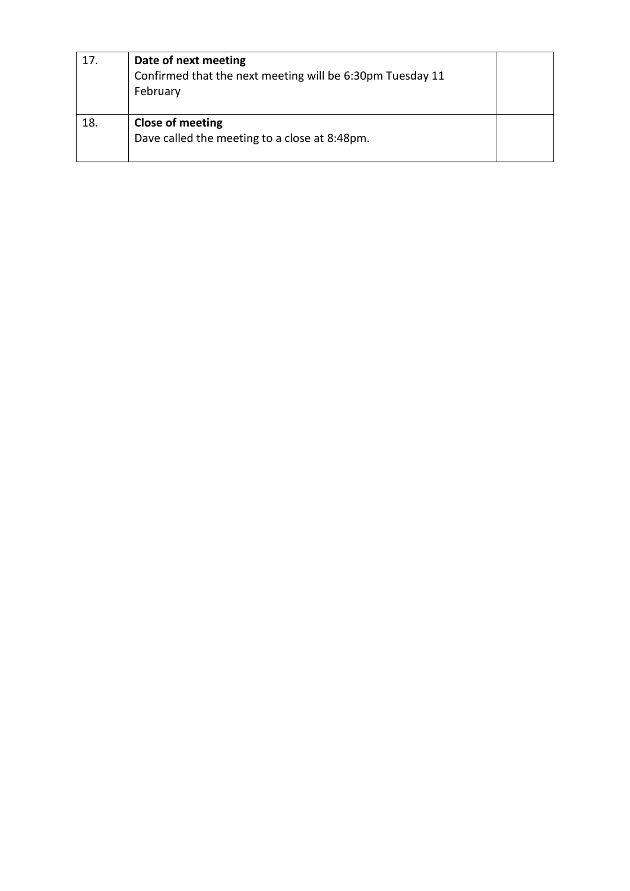| | | |
|---|---|---|
| 17. | **Date of next meeting**<br>Confirmed that the next meeting will be 6:30pm Tuesday 11 February | |
| 18. | **Close of meeting**<br>Dave called the meeting to a close at 8:48pm. | |